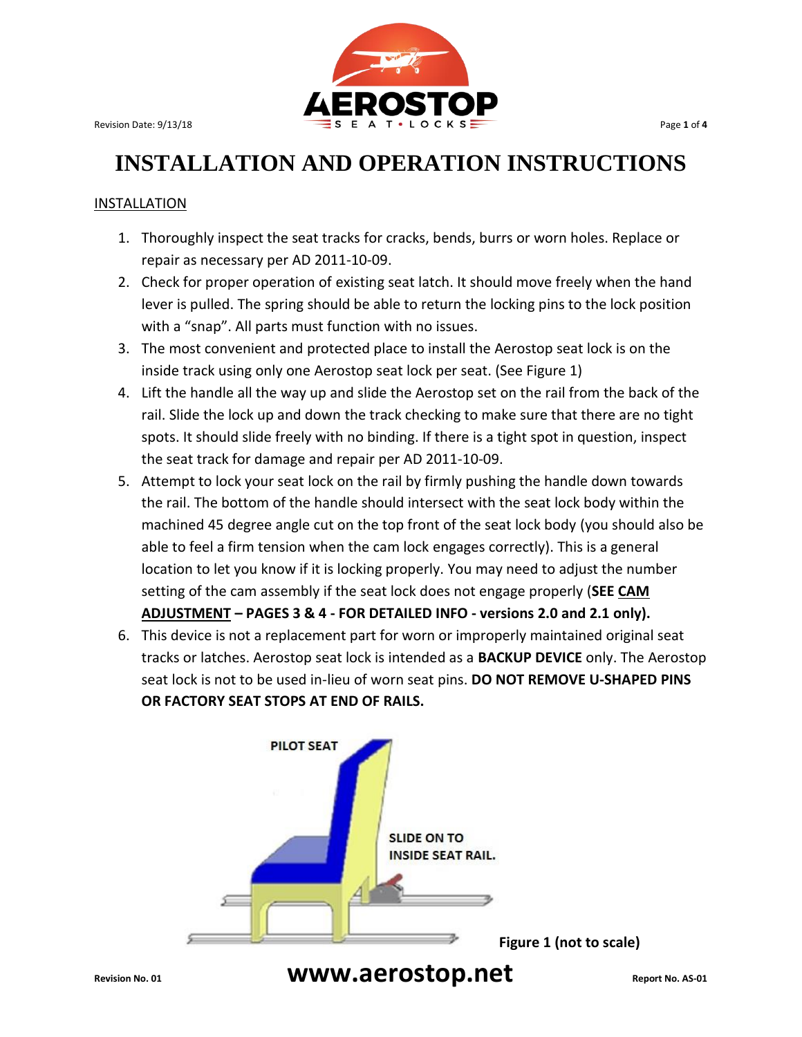# INSTALLATION AND OPERATION INSTRUCTIONS

## INSTALLATION

1. Thoroughly inspect the seat tracks for cracks, bends, burrs or worn holes. Replace or repair as necessary per AD 2011-10-09.
2. Check for proper operation of existing seat latch. It should move freely when the hand lever is pulled. The spring should be able to return the locking pins to the lock position with a "snap". All parts must function with no issues.
3. The most convenient and protected place to install the Aerostop seat lock is on the inside track using only one Aerostop seat lock per seat. (See Figure 1)
4. Lift the handle all the way up and slide the Aerostop set on the rail from the back of the rail. Slide the lock up and down the track checking to make sure that there are no tight spots. It should slide freely with no binding. If there is a tight spot in question, inspect the seat track for damage and repair per AD 2011-10-09.
5. Attempt to lock your seat lock on the rail by firmly pushing the handle down towards the rail. The bottom of the handle should intersect with the seat lock body within the machined 45 degree angle cut on the top front of the seat lock body (you should also be able to feel a firm tension when the cam lock engages correctly). This is a general location to let you know if it is locking properly. You may need to adjust the number setting of the cam assembly if the seat lock does not engage properly (**SEE <u>CAM ADJUSTMENT</u> – PAGES 3 & 4 - FOR DETAILED INFO - versions 2.0 and 2.1 only).**
6. This device is not a replacement part for worn or improperly maintained original seat tracks or latches. Aerostop seat lock is intended as a **BACKUP DEVICE** only. The Aerostop seat lock is not to be used in-lieu of worn seat pins. **DO NOT REMOVE U-SHAPED PINS OR FACTORY SEAT STOPS AT END OF RAILS.**

PILOT SEAT

SLIDE ON TO INSIDE SEAT RAIL.

**Figure 1 (not to scale)**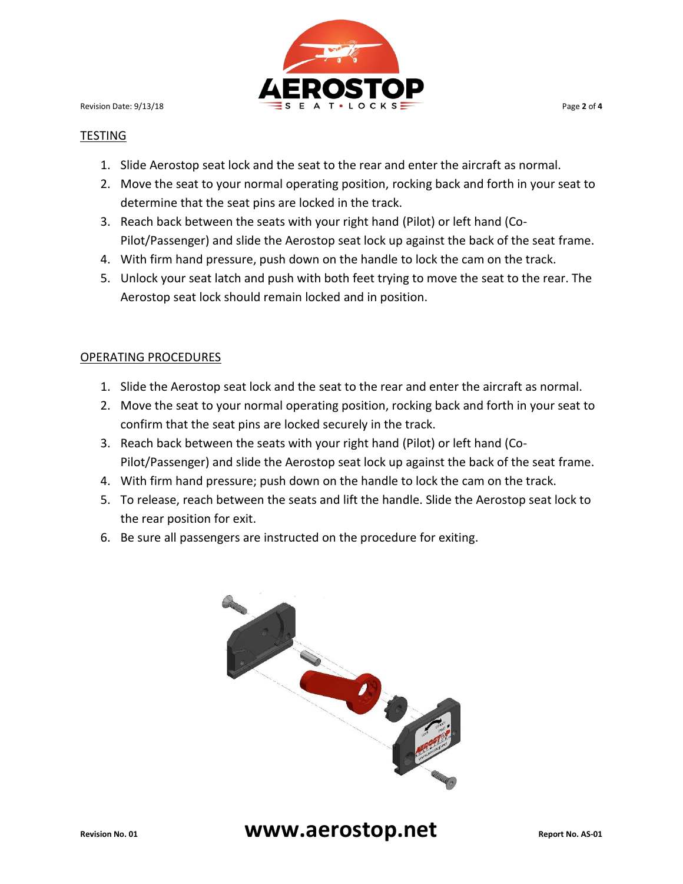## TESTING

1. Slide Aerostop seat lock and the seat to the rear and enter the aircraft as normal.
2. Move the seat to your normal operating position, rocking back and forth in your seat to determine that the seat pins are locked in the track.
3. Reach back between the seats with your right hand (Pilot) or left hand (Co-Pilot/Passenger) and slide the Aerostop seat lock up against the back of the seat frame.
4. With firm hand pressure, push down on the handle to lock the cam on the track.
5. Unlock your seat latch and push with both feet trying to move the seat to the rear. The Aerostop seat lock should remain locked and in position.

## OPERATING PROCEDURES

1. Slide the Aerostop seat lock and the seat to the rear and enter the aircraft as normal.
2. Move the seat to your normal operating position, rocking back and forth in your seat to confirm that the seat pins are locked securely in the track.
3. Reach back between the seats with your right hand (Pilot) or left hand (Co-Pilot/Passenger) and slide the Aerostop seat lock up against the back of the seat frame.
4. With firm hand pressure; push down on the handle to lock the cam on the track.
5. To release, reach between the seats and lift the handle. Slide the Aerostop seat lock to the rear position for exit.
6. Be sure all passengers are instructed on the procedure for exiting.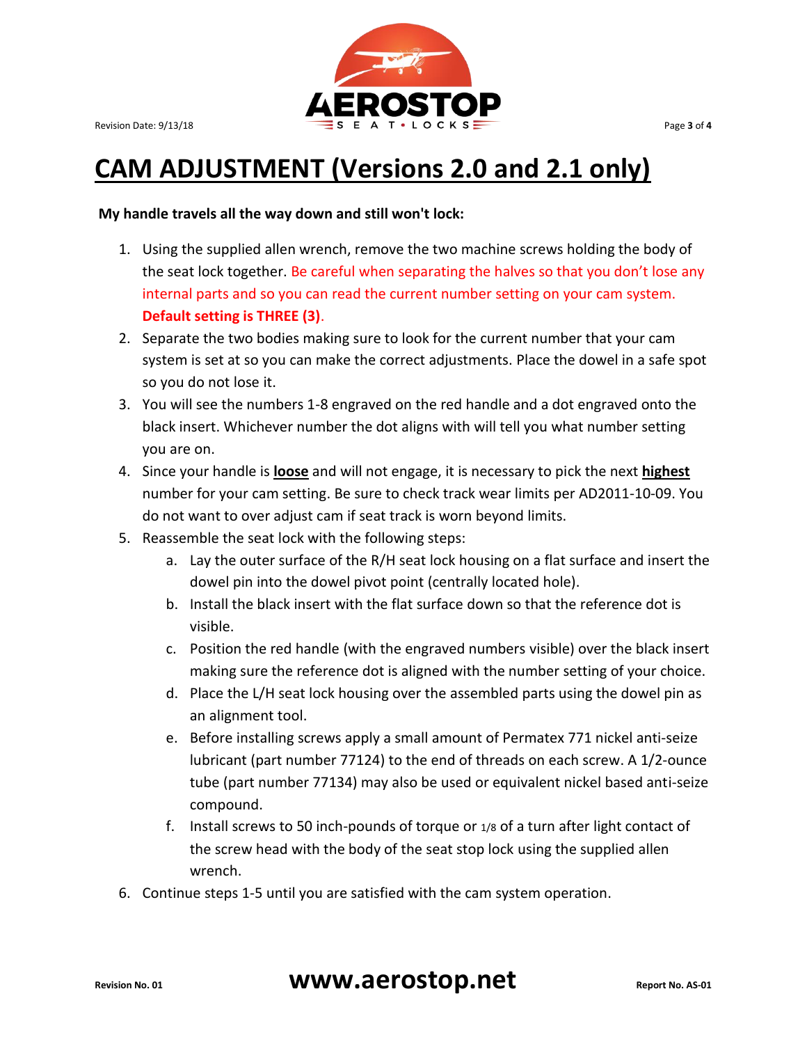# CAM ADJUSTMENT (Versions 2.0 and 2.1 only)

**My handle travels all the way down and still won't lock:**

1. Using the supplied allen wrench, remove the two machine screws holding the body of the seat lock together. Be careful when separating the halves so that you don't lose any internal parts and so you can read the current number setting on your cam system. **Default setting is THREE (3)**.
2. Separate the two bodies making sure to look for the current number that your cam system is set at so you can make the correct adjustments. Place the dowel in a safe spot so you do not lose it.
3. You will see the numbers 1-8 engraved on the red handle and a dot engraved onto the black insert. Whichever number the dot aligns with will tell you what number setting you are on.
4. Since your handle is **loose** and will not engage, it is necessary to pick the next **highest** number for your cam setting. Be sure to check track wear limits per AD2011-10-09. You do not want to over adjust cam if seat track is worn beyond limits.
5. Reassemble the seat lock with the following steps:
   a. Lay the outer surface of the R/H seat lock housing on a flat surface and insert the dowel pin into the dowel pivot point (centrally located hole).
   b. Install the black insert with the flat surface down so that the reference dot is visible.
   c. Position the red handle (with the engraved numbers visible) over the black insert making sure the reference dot is aligned with the number setting of your choice.
   d. Place the L/H seat lock housing over the assembled parts using the dowel pin as an alignment tool.
   e. Before installing screws apply a small amount of Permatex 771 nickel anti-seize lubricant (part number 77124) to the end of threads on each screw. A 1/2-ounce tube (part number 77134) may also be used or equivalent nickel based anti-seize compound.
   f. Install screws to 50 inch-pounds of torque or 1/8 of a turn after light contact of the screw head with the body of the seat stop lock using the supplied allen wrench.
6. Continue steps 1-5 until you are satisfied with the cam system operation.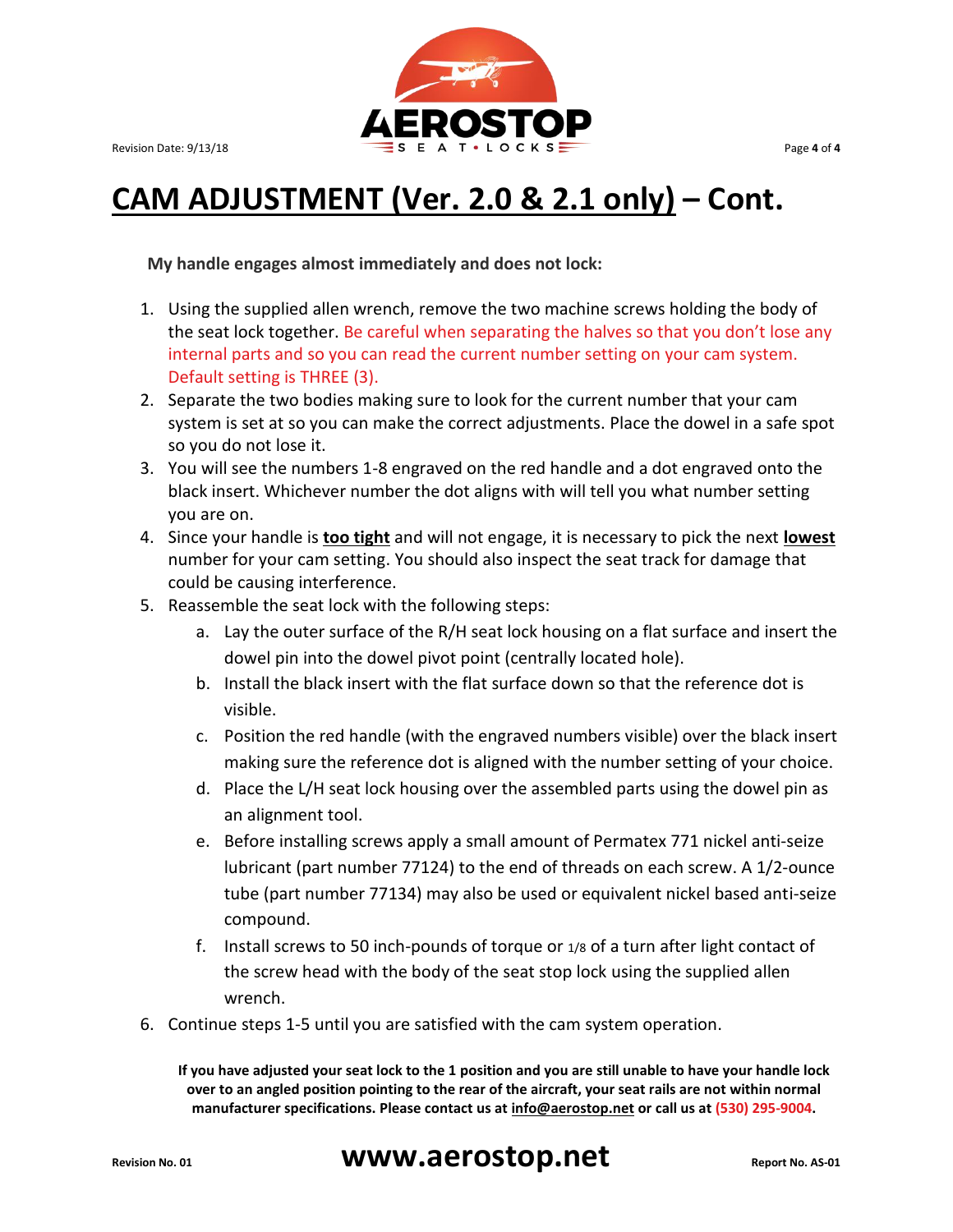#  CAM ADJUSTMENT (Ver. 2.0 & 2.1 only) – Cont.

**My handle engages almost immediately and does not lock:**

1. Using the supplied allen wrench, remove the two machine screws holding the body of the seat lock together. Be careful when separating the halves so that you don't lose any internal parts and so you can read the current number setting on your cam system. Default setting is THREE (3).
2. Separate the two bodies making sure to look for the current number that your cam system is set at so you can make the correct adjustments. Place the dowel in a safe spot so you do not lose it.
3. You will see the numbers 1-8 engraved on the red handle and a dot engraved onto the black insert. Whichever number the dot aligns with will tell you what number setting you are on.
4. Since your handle is **too tight** and will not engage, it is necessary to pick the next **lowest** number for your cam setting. You should also inspect the seat track for damage that could be causing interference.
5. Reassemble the seat lock with the following steps:
   a. Lay the outer surface of the R/H seat lock housing on a flat surface and insert the dowel pin into the dowel pivot point (centrally located hole).
   b. Install the black insert with the flat surface down so that the reference dot is visible.
   c. Position the red handle (with the engraved numbers visible) over the black insert making sure the reference dot is aligned with the number setting of your choice.
   d. Place the L/H seat lock housing over the assembled parts using the dowel pin as an alignment tool.
   e. Before installing screws apply a small amount of Permatex 771 nickel anti-seize lubricant (part number 77124) to the end of threads on each screw. A 1/2-ounce tube (part number 77134) may also be used or equivalent nickel based anti-seize compound.
   f. Install screws to 50 inch-pounds of torque or 1/8 of a turn after light contact of the screw head with the body of the seat stop lock using the supplied allen wrench.
6. Continue steps 1-5 until you are satisfied with the cam system operation.

**If you have adjusted your seat lock to the 1 position and you are still unable to have your handle lock over to an angled position pointing to the rear of the aircraft, your seat rails are not within normal manufacturer specifications. Please contact us at info@aerostop.net or call us at (530) 295-9004.**

**www.aerostop.net**

Revision No. 01 — Report No. AS-01